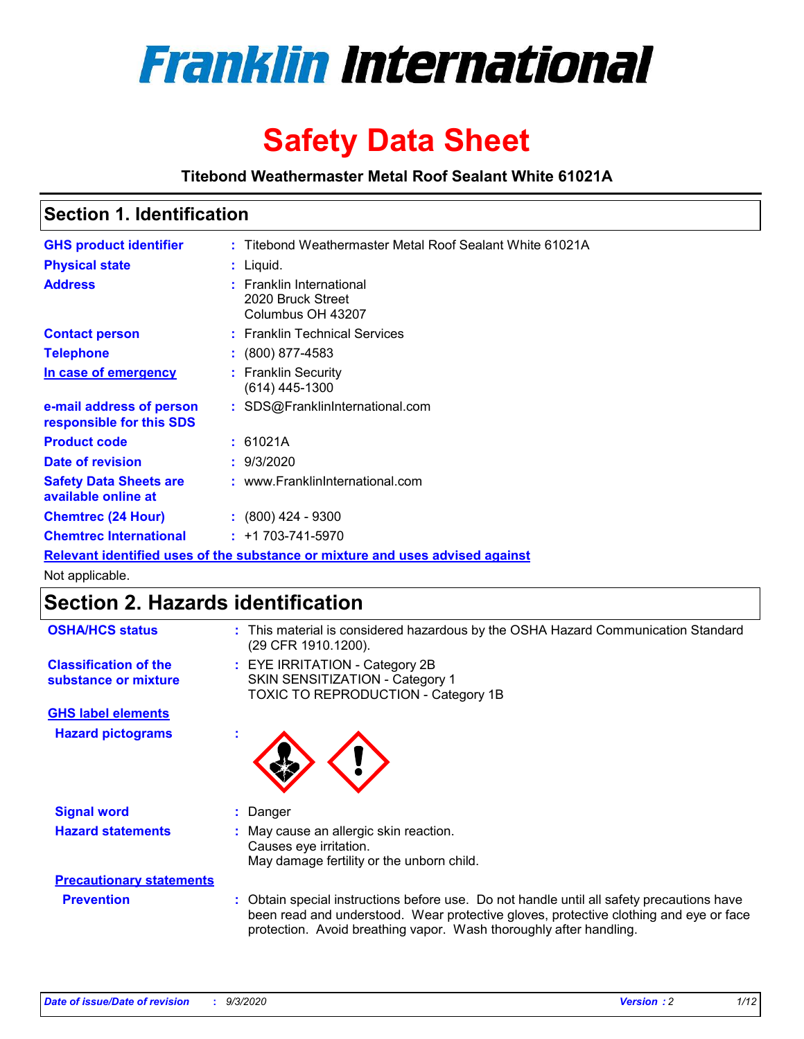# Franklin International

# Safety Data Sheet

**Titebond Weathermaster Metal Roof Sealant White 61021A**

## Section 1. Identification

| | | |
|---|---|---|
| **GHS product identifier** | : | Titebond Weathermaster Metal Roof Sealant White 61021A |
| **Physical state** | : | Liquid. |
| **Address** | : | Franklin International<br>2020 Bruck Street<br>Columbus OH 43207 |
| **Contact person** | : | Franklin Technical Services |
| **Telephone** | : | (800) 877-4583 |
| **In case of emergency** | : | Franklin Security<br>(614) 445-1300 |
| **e-mail address of person responsible for this SDS** | : | SDS@FranklinInternational.com |
| **Product code** | : | 61021A |
| **Date of revision** | : | 9/3/2020 |
| **Safety Data Sheets are available online at** | : | www.FranklinInternational.com |
| **Chemtrec (24 Hour)** | : | (800) 424 - 9300 |
| **Chemtrec International** | : | +1 703-741-5970 |

**Relevant identified uses of the substance or mixture and uses advised against**

Not applicable.

## Section 2. Hazards identification

| | | |
|---|---|---|
| **OSHA/HCS status** | : | This material is considered hazardous by the OSHA Hazard Communication Standard (29 CFR 1910.1200). |
| **Classification of the substance or mixture** | : | EYE IRRITATION - Category 2B<br>SKIN SENSITIZATION - Category 1<br>TOXIC TO REPRODUCTION - Category 1B |

**GHS label elements**

**Hazard pictograms** :

| | | |
|---|---|---|
| **Signal word** | : | Danger |
| **Hazard statements** | : | May cause an allergic skin reaction.<br>Causes eye irritation.<br>May damage fertility or the unborn child. |

**Precautionary statements**

| | | |
|---|---|---|
| **Prevention** | : | Obtain special instructions before use. Do not handle until all safety precautions have been read and understood. Wear protective gloves, protective clothing and eye or face protection. Avoid breathing vapor. Wash thoroughly after handling. |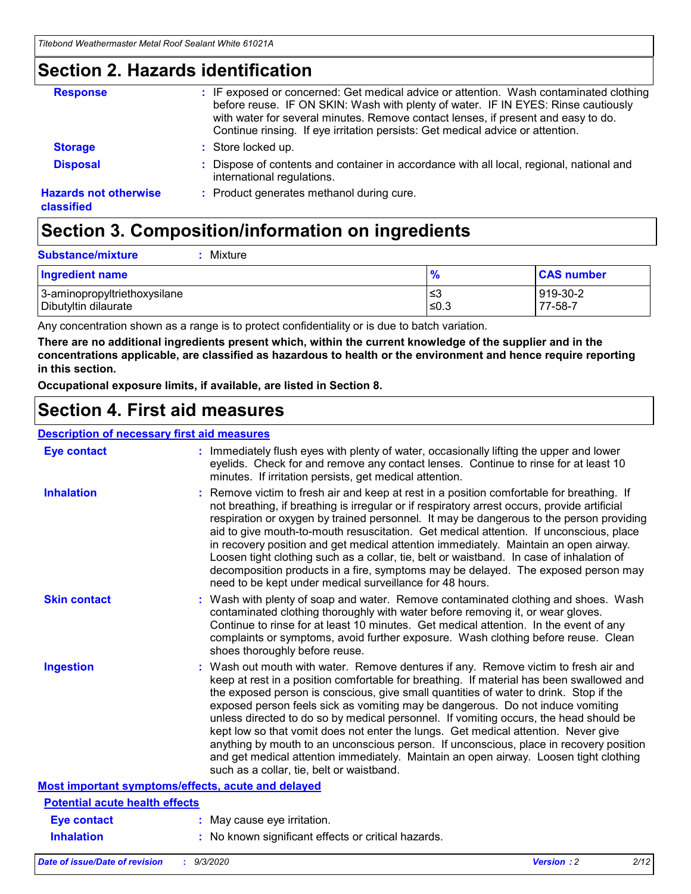## Section 2. Hazards identification

| | |
|---|---|
| **Response** | : IF exposed or concerned: Get medical advice or attention. Wash contaminated clothing before reuse. IF ON SKIN: Wash with plenty of water. IF IN EYES: Rinse cautiously with water for several minutes. Remove contact lenses, if present and easy to do. Continue rinsing. If eye irritation persists: Get medical advice or attention. |
| **Storage** | : Store locked up. |
| **Disposal** | : Dispose of contents and container in accordance with all local, regional, national and international regulations. |
| **Hazards not otherwise classified** | : Product generates methanol during cure. |

## Section 3. Composition/information on ingredients

**Substance/mixture** : Mixture

| Ingredient name | % | CAS number |
|---|---|---|
| 3-aminopropyltriethoxysilane | ≤3 | 919-30-2 |
| Dibutyltin dilaurate | ≤0.3 | 77-58-7 |

Any concentration shown as a range is to protect confidentiality or is due to batch variation.

**There are no additional ingredients present which, within the current knowledge of the supplier and in the concentrations applicable, are classified as hazardous to health or the environment and hence require reporting in this section.**

**Occupational exposure limits, if available, are listed in Section 8.**

## Section 4. First aid measures

### Description of necessary first aid measures

| | |
|---|---|
| **Eye contact** | : Immediately flush eyes with plenty of water, occasionally lifting the upper and lower eyelids. Check for and remove any contact lenses. Continue to rinse for at least 10 minutes. If irritation persists, get medical attention. |
| **Inhalation** | : Remove victim to fresh air and keep at rest in a position comfortable for breathing. If not breathing, if breathing is irregular or if respiratory arrest occurs, provide artificial respiration or oxygen by trained personnel. It may be dangerous to the person providing aid to give mouth-to-mouth resuscitation. Get medical attention. If unconscious, place in recovery position and get medical attention immediately. Maintain an open airway. Loosen tight clothing such as a collar, tie, belt or waistband. In case of inhalation of decomposition products in a fire, symptoms may be delayed. The exposed person may need to be kept under medical surveillance for 48 hours. |
| **Skin contact** | : Wash with plenty of soap and water. Remove contaminated clothing and shoes. Wash contaminated clothing thoroughly with water before removing it, or wear gloves. Continue to rinse for at least 10 minutes. Get medical attention. In the event of any complaints or symptoms, avoid further exposure. Wash clothing before reuse. Clean shoes thoroughly before reuse. |
| **Ingestion** | : Wash out mouth with water. Remove dentures if any. Remove victim to fresh air and keep at rest in a position comfortable for breathing. If material has been swallowed and the exposed person is conscious, give small quantities of water to drink. Stop if the exposed person feels sick as vomiting may be dangerous. Do not induce vomiting unless directed to do so by medical personnel. If vomiting occurs, the head should be kept low so that vomit does not enter the lungs. Get medical attention. Never give anything by mouth to an unconscious person. If unconscious, place in recovery position and get medical attention immediately. Maintain an open airway. Loosen tight clothing such as a collar, tie, belt or waistband. |

### Most important symptoms/effects, acute and delayed

#### Potential acute health effects

| | |
|---|---|
| **Eye contact** | : May cause eye irritation. |
| **Inhalation** | : No known significant effects or critical hazards. |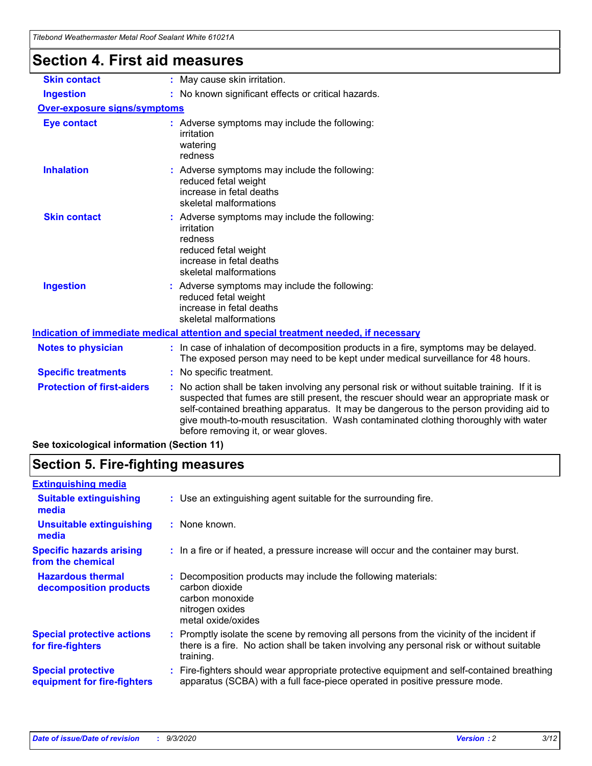# Section 4. First aid measures

| | |
|---|---|
| **Skin contact** | : May cause skin irritation. |
| **Ingestion** | : No known significant effects or critical hazards. |

**Over-exposure signs/symptoms**

| | |
|---|---|
| **Eye contact** | : Adverse symptoms may include the following:<br>irritation<br>watering<br>redness |
| **Inhalation** | : Adverse symptoms may include the following:<br>reduced fetal weight<br>increase in fetal deaths<br>skeletal malformations |
| **Skin contact** | : Adverse symptoms may include the following:<br>irritation<br>redness<br>reduced fetal weight<br>increase in fetal deaths<br>skeletal malformations |
| **Ingestion** | : Adverse symptoms may include the following:<br>reduced fetal weight<br>increase in fetal deaths<br>skeletal malformations |

**Indication of immediate medical attention and special treatment needed, if necessary**

| | |
|---|---|
| **Notes to physician** | : In case of inhalation of decomposition products in a fire, symptoms may be delayed. The exposed person may need to be kept under medical surveillance for 48 hours. |
| **Specific treatments** | : No specific treatment. |
| **Protection of first-aiders** | : No action shall be taken involving any personal risk or without suitable training. If it is suspected that fumes are still present, the rescuer should wear an appropriate mask or self-contained breathing apparatus. It may be dangerous to the person providing aid to give mouth-to-mouth resuscitation. Wash contaminated clothing thoroughly with water before removing it, or wear gloves. |

**See toxicological information (Section 11)**

# Section 5. Fire-fighting measures

**Extinguishing media**

| | |
|---|---|
| **Suitable extinguishing media** | : Use an extinguishing agent suitable for the surrounding fire. |
| **Unsuitable extinguishing media** | : None known. |
| **Specific hazards arising from the chemical** | : In a fire or if heated, a pressure increase will occur and the container may burst. |
| **Hazardous thermal decomposition products** | : Decomposition products may include the following materials:<br>carbon dioxide<br>carbon monoxide<br>nitrogen oxides<br>metal oxide/oxides |
| **Special protective actions for fire-fighters** | : Promptly isolate the scene by removing all persons from the vicinity of the incident if there is a fire. No action shall be taken involving any personal risk or without suitable training. |
| **Special protective equipment for fire-fighters** | : Fire-fighters should wear appropriate protective equipment and self-contained breathing apparatus (SCBA) with a full face-piece operated in positive pressure mode. |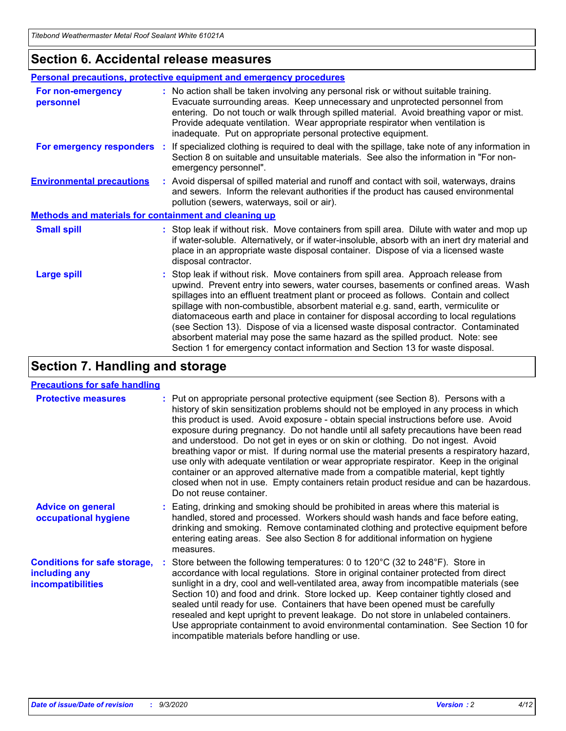## Section 6. Accidental release measures

### Personal precautions, protective equipment and emergency procedures

**For non-emergency personnel** : No action shall be taken involving any personal risk or without suitable training. Evacuate surrounding areas. Keep unnecessary and unprotected personnel from entering. Do not touch or walk through spilled material. Avoid breathing vapor or mist. Provide adequate ventilation. Wear appropriate respirator when ventilation is inadequate. Put on appropriate personal protective equipment.

**For emergency responders** : If specialized clothing is required to deal with the spillage, take note of any information in Section 8 on suitable and unsuitable materials. See also the information in "For non-emergency personnel".

**Environmental precautions** : Avoid dispersal of spilled material and runoff and contact with soil, waterways, drains and sewers. Inform the relevant authorities if the product has caused environmental pollution (sewers, waterways, soil or air).

### Methods and materials for containment and cleaning up

**Small spill** : Stop leak if without risk. Move containers from spill area. Dilute with water and mop up if water-soluble. Alternatively, or if water-insoluble, absorb with an inert dry material and place in an appropriate waste disposal container. Dispose of via a licensed waste disposal contractor.

**Large spill** : Stop leak if without risk. Move containers from spill area. Approach release from upwind. Prevent entry into sewers, water courses, basements or confined areas. Wash spillages into an effluent treatment plant or proceed as follows. Contain and collect spillage with non-combustible, absorbent material e.g. sand, earth, vermiculite or diatomaceous earth and place in container for disposal according to local regulations (see Section 13). Dispose of via a licensed waste disposal contractor. Contaminated absorbent material may pose the same hazard as the spilled product. Note: see Section 1 for emergency contact information and Section 13 for waste disposal.

## Section 7. Handling and storage

### Precautions for safe handling

**Protective measures** : Put on appropriate personal protective equipment (see Section 8). Persons with a history of skin sensitization problems should not be employed in any process in which this product is used. Avoid exposure - obtain special instructions before use. Avoid exposure during pregnancy. Do not handle until all safety precautions have been read and understood. Do not get in eyes or on skin or clothing. Do not ingest. Avoid breathing vapor or mist. If during normal use the material presents a respiratory hazard, use only with adequate ventilation or wear appropriate respirator. Keep in the original container or an approved alternative made from a compatible material, kept tightly closed when not in use. Empty containers retain product residue and can be hazardous. Do not reuse container.

**Advice on general occupational hygiene** : Eating, drinking and smoking should be prohibited in areas where this material is handled, stored and processed. Workers should wash hands and face before eating, drinking and smoking. Remove contaminated clothing and protective equipment before entering eating areas. See also Section 8 for additional information on hygiene measures.

**Conditions for safe storage, including any incompatibilities** : Store between the following temperatures: 0 to 120°C (32 to 248°F). Store in accordance with local regulations. Store in original container protected from direct sunlight in a dry, cool and well-ventilated area, away from incompatible materials (see Section 10) and food and drink. Store locked up. Keep container tightly closed and sealed until ready for use. Containers that have been opened must be carefully resealed and kept upright to prevent leakage. Do not store in unlabeled containers. Use appropriate containment to avoid environmental contamination. See Section 10 for incompatible materials before handling or use.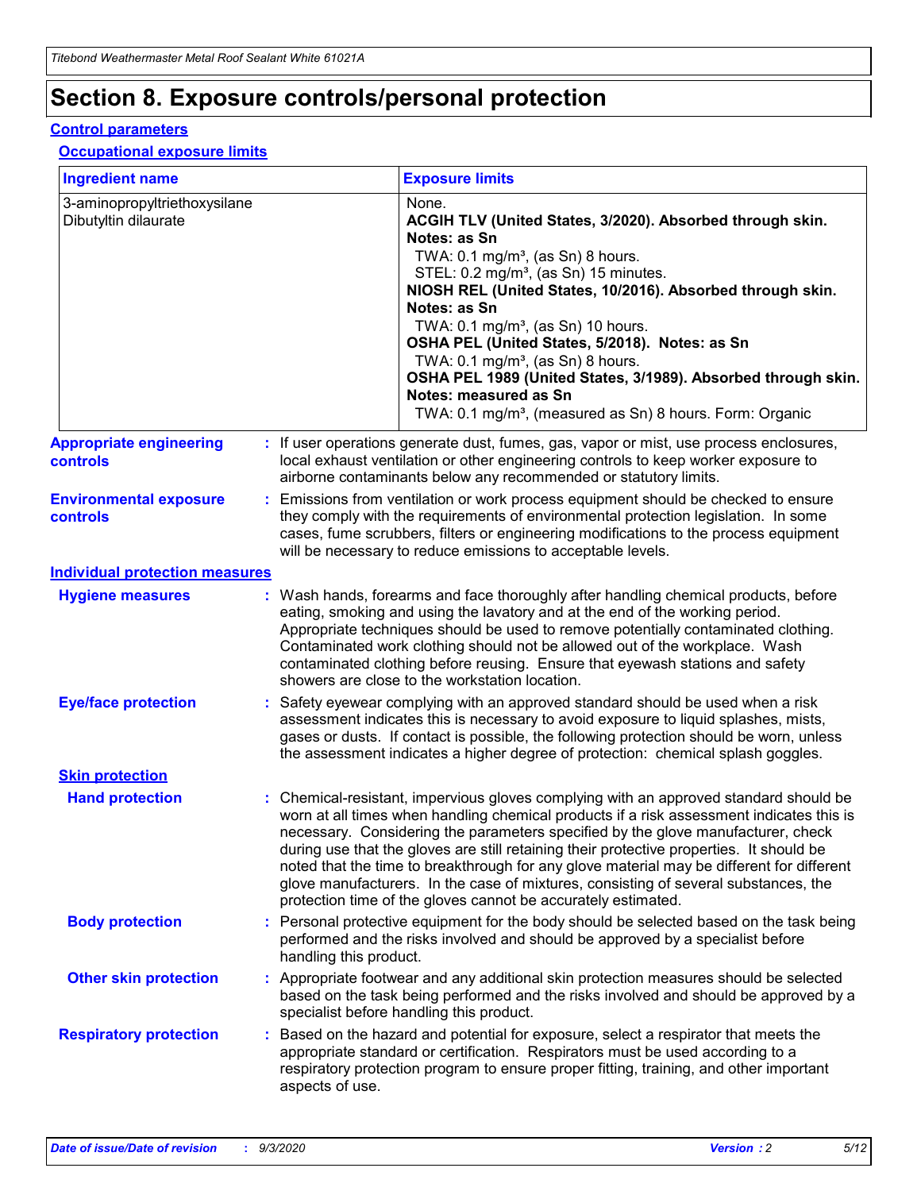# Section 8. Exposure controls/personal protection

## Control parameters

### Occupational exposure limits

| Ingredient name | Exposure limits |
|---|---|
| 3-aminopropyltriethoxysilane | None. |
| Dibutyltin dilaurate | **ACGIH TLV (United States, 3/2020). Absorbed through skin. Notes: as Sn**<br>TWA: 0.1 mg/m³, (as Sn) 8 hours.<br>STEL: 0.2 mg/m³, (as Sn) 15 minutes.<br>**NIOSH REL (United States, 10/2016). Absorbed through skin. Notes: as Sn**<br>TWA: 0.1 mg/m³, (as Sn) 10 hours.<br>**OSHA PEL (United States, 5/2018). Notes: as Sn**<br>TWA: 0.1 mg/m³, (as Sn) 8 hours.<br>**OSHA PEL 1989 (United States, 3/1989). Absorbed through skin. Notes: measured as Sn**<br>TWA: 0.1 mg/m³, (measured as Sn) 8 hours. Form: Organic |

**Appropriate engineering controls** : If user operations generate dust, fumes, gas, vapor or mist, use process enclosures, local exhaust ventilation or other engineering controls to keep worker exposure to airborne contaminants below any recommended or statutory limits.

**Environmental exposure controls** : Emissions from ventilation or work process equipment should be checked to ensure they comply with the requirements of environmental protection legislation. In some cases, fume scrubbers, filters or engineering modifications to the process equipment will be necessary to reduce emissions to acceptable levels.

## Individual protection measures

**Hygiene measures** : Wash hands, forearms and face thoroughly after handling chemical products, before eating, smoking and using the lavatory and at the end of the working period. Appropriate techniques should be used to remove potentially contaminated clothing. Contaminated work clothing should not be allowed out of the workplace. Wash contaminated clothing before reusing. Ensure that eyewash stations and safety showers are close to the workstation location.

**Eye/face protection** : Safety eyewear complying with an approved standard should be used when a risk assessment indicates this is necessary to avoid exposure to liquid splashes, mists, gases or dusts. If contact is possible, the following protection should be worn, unless the assessment indicates a higher degree of protection: chemical splash goggles.

### Skin protection

**Hand protection** : Chemical-resistant, impervious gloves complying with an approved standard should be worn at all times when handling chemical products if a risk assessment indicates this is necessary. Considering the parameters specified by the glove manufacturer, check during use that the gloves are still retaining their protective properties. It should be noted that the time to breakthrough for any glove material may be different for different glove manufacturers. In the case of mixtures, consisting of several substances, the protection time of the gloves cannot be accurately estimated.

**Body protection** : Personal protective equipment for the body should be selected based on the task being performed and the risks involved and should be approved by a specialist before handling this product.

**Other skin protection** : Appropriate footwear and any additional skin protection measures should be selected based on the task being performed and the risks involved and should be approved by a specialist before handling this product.

**Respiratory protection** : Based on the hazard and potential for exposure, select a respirator that meets the appropriate standard or certification. Respirators must be used according to a respiratory protection program to ensure proper fitting, training, and other important aspects of use.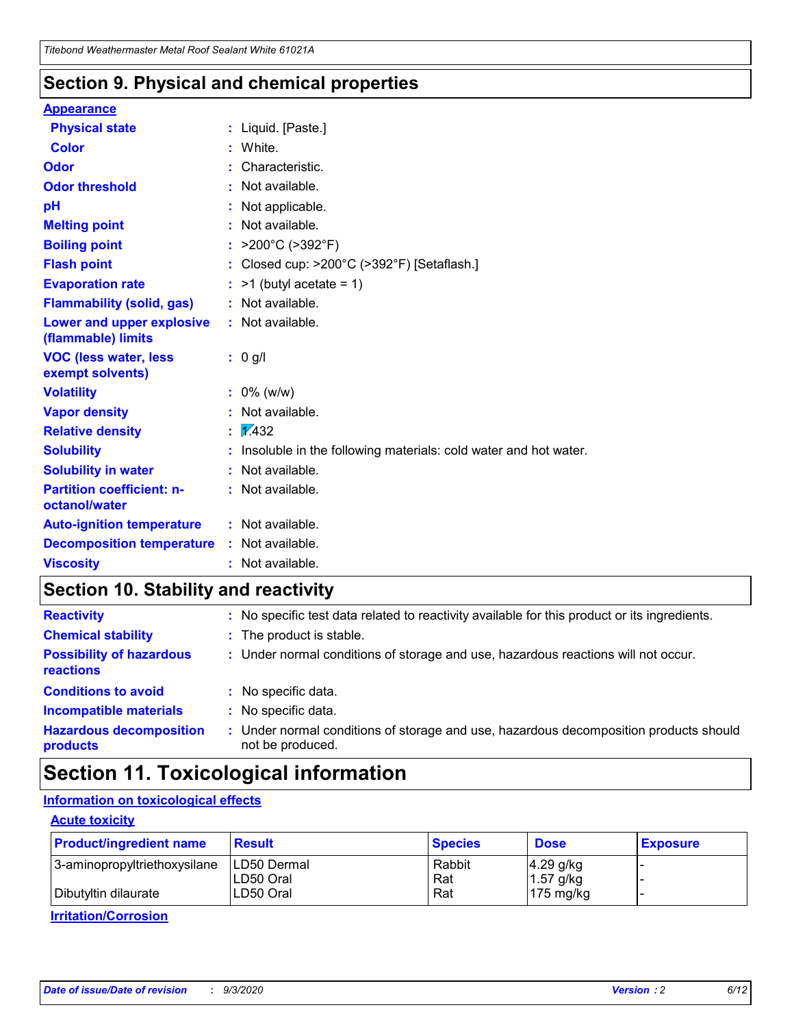## Section 9. Physical and chemical properties

**Appearance**

| | |
|---|---|
| **Physical state** | : Liquid. [Paste.] |
| **Color** | : White. |
| **Odor** | : Characteristic. |
| **Odor threshold** | : Not available. |
| **pH** | : Not applicable. |
| **Melting point** | : Not available. |
| **Boiling point** | : >200°C (>392°F) |
| **Flash point** | : Closed cup: >200°C (>392°F) [Setaflash.] |
| **Evaporation rate** | : >1 (butyl acetate = 1) |
| **Flammability (solid, gas)** | : Not available. |
| **Lower and upper explosive (flammable) limits** | : Not available. |
| **VOC (less water, less exempt solvents)** | : 0 g/l |
| **Volatility** | : 0% (w/w) |
| **Vapor density** | : Not available. |
| **Relative density** | : 1.432 |
| **Solubility** | : Insoluble in the following materials: cold water and hot water. |
| **Solubility in water** | : Not available. |
| **Partition coefficient: n-octanol/water** | : Not available. |
| **Auto-ignition temperature** | : Not available. |
| **Decomposition temperature** | : Not available. |
| **Viscosity** | : Not available. |

## Section 10. Stability and reactivity

| | |
|---|---|
| **Reactivity** | : No specific test data related to reactivity available for this product or its ingredients. |
| **Chemical stability** | : The product is stable. |
| **Possibility of hazardous reactions** | : Under normal conditions of storage and use, hazardous reactions will not occur. |
| **Conditions to avoid** | : No specific data. |
| **Incompatible materials** | : No specific data. |
| **Hazardous decomposition products** | : Under normal conditions of storage and use, hazardous decomposition products should not be produced. |

## Section 11. Toxicological information

**Information on toxicological effects**

**Acute toxicity**

| Product/ingredient name | Result | Species | Dose | Exposure |
|---|---|---|---|---|
| 3-aminopropyltriethoxysilane | LD50 Dermal | Rabbit | 4.29 g/kg | - |
| | LD50 Oral | Rat | 1.57 g/kg | - |
| Dibutyltin dilaurate | LD50 Oral | Rat | 175 mg/kg | - |

**Irritation/Corrosion**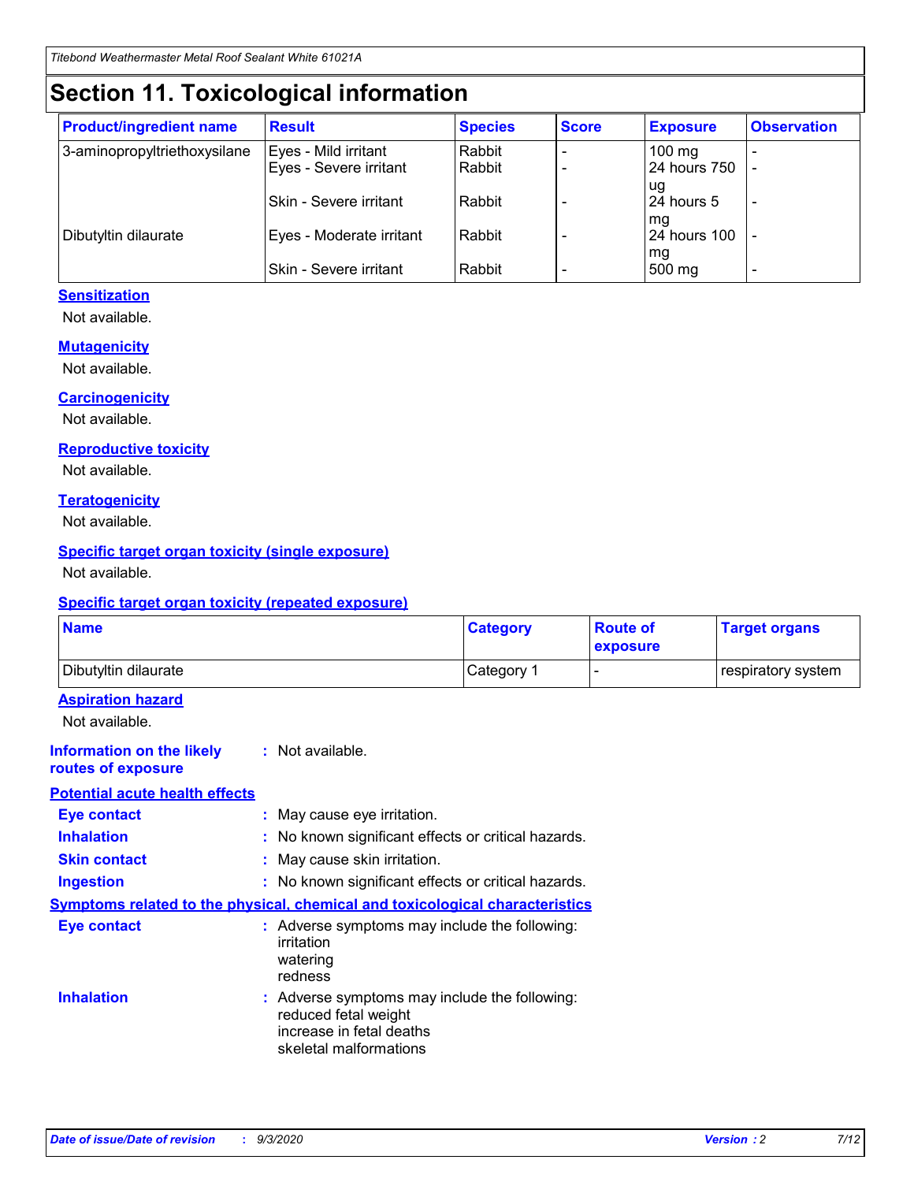# Section 11. Toxicological information

| Product/ingredient name | Result | Species | Score | Exposure | Observation |
| --- | --- | --- | --- | --- | --- |
| 3-aminopropyltriethoxysilane | Eyes - Mild irritant | Rabbit | - | 100 mg | - |
| | Eyes - Severe irritant | Rabbit | - | 24 hours 750 ug | - |
| | Skin - Severe irritant | Rabbit | - | 24 hours 5 mg | - |
| Dibutyltin dilaurate | Eyes - Moderate irritant | Rabbit | - | 24 hours 100 mg | - |
| | Skin - Severe irritant | Rabbit | - | 500 mg | - |

### Sensitization

Not available.

### Mutagenicity

Not available.

### Carcinogenicity

Not available.

### Reproductive toxicity

Not available.

### Teratogenicity

Not available.

### Specific target organ toxicity (single exposure)

Not available.

### Specific target organ toxicity (repeated exposure)

| Name | Category | Route of exposure | Target organs |
| --- | --- | --- | --- |
| Dibutyltin dilaurate | Category 1 | - | respiratory system |

### Aspiration hazard

Not available.

**Information on the likely routes of exposure** : Not available.

### Potential acute health effects

**Eye contact** : May cause eye irritation.

**Inhalation** : No known significant effects or critical hazards.

**Skin contact** : May cause skin irritation.

**Ingestion** : No known significant effects or critical hazards.

### Symptoms related to the physical, chemical and toxicological characteristics

**Eye contact** : Adverse symptoms may include the following:
irritation
watering
redness

**Inhalation** : Adverse symptoms may include the following:
reduced fetal weight
increase in fetal deaths
skeletal malformations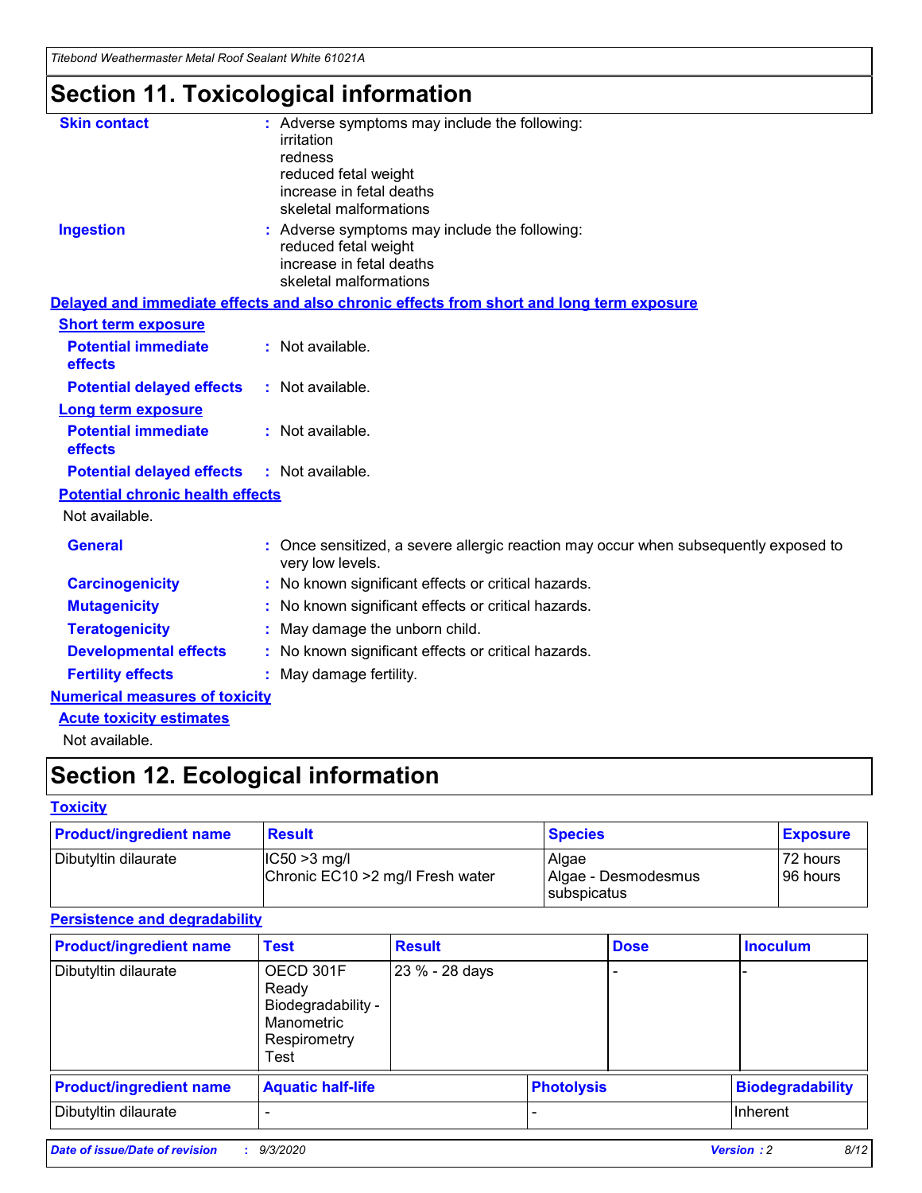# Section 11. Toxicological information

**Skin contact** : Adverse symptoms may include the following:
irritation
redness
reduced fetal weight
increase in fetal deaths
skeletal malformations

**Ingestion** : Adverse symptoms may include the following:
reduced fetal weight
increase in fetal deaths
skeletal malformations

**Delayed and immediate effects and also chronic effects from short and long term exposure**

**Short term exposure**

**Potential immediate effects** : Not available.

**Potential delayed effects** : Not available.

**Long term exposure**

**Potential immediate effects** : Not available.

**Potential delayed effects** : Not available.

**Potential chronic health effects**

Not available.

**General** : Once sensitized, a severe allergic reaction may occur when subsequently exposed to very low levels.

**Carcinogenicity** : No known significant effects or critical hazards.

**Mutagenicity** : No known significant effects or critical hazards.

**Teratogenicity** : May damage the unborn child.

**Developmental effects** : No known significant effects or critical hazards.

**Fertility effects** : May damage fertility.

**Numerical measures of toxicity**

**Acute toxicity estimates**

Not available.

# Section 12. Ecological information

**Toxicity**

| Product/ingredient name | Result | Species | Exposure |
|---|---|---|---|
| Dibutyltin dilaurate | IC50 >3 mg/l<br>Chronic EC10 >2 mg/l Fresh water | Algae<br>Algae - Desmodesmus subspicatus | 72 hours<br>96 hours |

**Persistence and degradability**

| Product/ingredient name | Test | Result | Dose | Inoculum |
|---|---|---|---|---|
| Dibutyltin dilaurate | OECD 301F Ready Biodegradability - Manometric Respirometry Test | 23 % - 28 days | - | - |

| Product/ingredient name | Aquatic half-life | Photolysis | Biodegradability |
|---|---|---|---|
| Dibutyltin dilaurate | - | - | Inherent |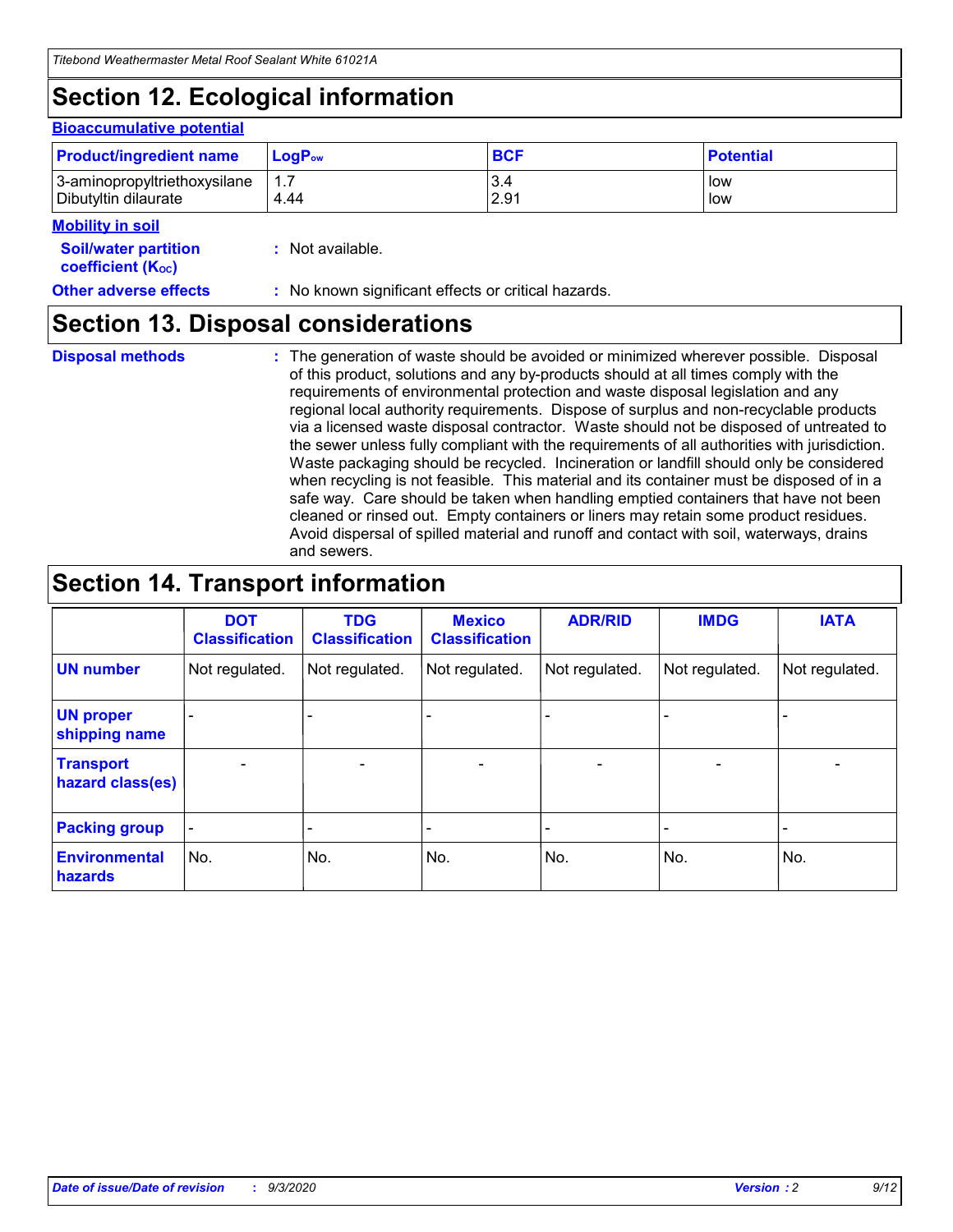# Section 12. Ecological information

### Bioaccumulative potential

| Product/ingredient name | $LogP_{ow}$ | BCF | Potential |
|---|---|---|---|
| 3-aminopropyltriethoxysilane | 1.7 | 3.4 | low |
| Dibutyltin dilaurate | 4.44 | 2.91 | low |

### Mobility in soil

**Soil/water partition coefficient ($K_{OC}$)** : Not available.

**Other adverse effects** : No known significant effects or critical hazards.

# Section 13. Disposal considerations

**Disposal methods** : The generation of waste should be avoided or minimized wherever possible. Disposal of this product, solutions and any by-products should at all times comply with the requirements of environmental protection and waste disposal legislation and any regional local authority requirements. Dispose of surplus and non-recyclable products via a licensed waste disposal contractor. Waste should not be disposed of untreated to the sewer unless fully compliant with the requirements of all authorities with jurisdiction. Waste packaging should be recycled. Incineration or landfill should only be considered when recycling is not feasible. This material and its container must be disposed of in a safe way. Care should be taken when handling emptied containers that have not been cleaned or rinsed out. Empty containers or liners may retain some product residues. Avoid dispersal of spilled material and runoff and contact with soil, waterways, drains and sewers.

# Section 14. Transport information

| | DOT Classification | TDG Classification | Mexico Classification | ADR/RID | IMDG | IATA |
|---|---|---|---|---|---|---|
| **UN number** | Not regulated. | Not regulated. | Not regulated. | Not regulated. | Not regulated. | Not regulated. |
| **UN proper shipping name** | - | - | - | - | - | - |
| **Transport hazard class(es)** | - | - | - | - | - | - |
| **Packing group** | - | - | - | - | - | - |
| **Environmental hazards** | No. | No. | No. | No. | No. | No. |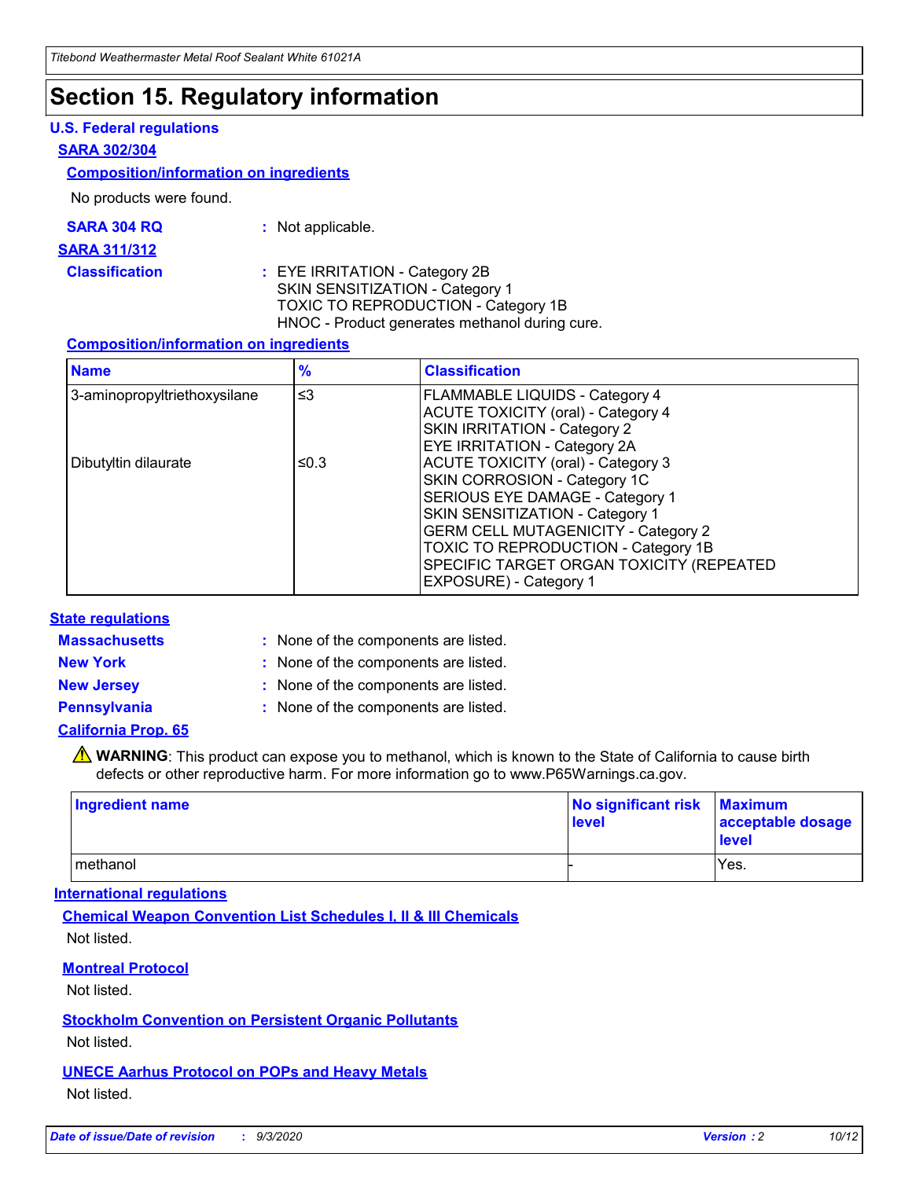# Section 15. Regulatory information

## U.S. Federal regulations

### SARA 302/304

#### Composition/information on ingredients

No products were found.

**SARA 304 RQ** : Not applicable.

### SARA 311/312

**Classification** : EYE IRRITATION - Category 2B
SKIN SENSITIZATION - Category 1
TOXIC TO REPRODUCTION - Category 1B
HNOC - Product generates methanol during cure.

#### Composition/information on ingredients

| Name | % | Classification |
|---|---|---|
| 3-aminopropyltriethoxysilane | ≤3 | FLAMMABLE LIQUIDS - Category 4<br>ACUTE TOXICITY (oral) - Category 4<br>SKIN IRRITATION - Category 2<br>EYE IRRITATION - Category 2A |
| Dibutyltin dilaurate | ≤0.3 | ACUTE TOXICITY (oral) - Category 3<br>SKIN CORROSION - Category 1C<br>SERIOUS EYE DAMAGE - Category 1<br>SKIN SENSITIZATION - Category 1<br>GERM CELL MUTAGENICITY - Category 2<br>TOXIC TO REPRODUCTION - Category 1B<br>SPECIFIC TARGET ORGAN TOXICITY (REPEATED EXPOSURE) - Category 1 |

## State regulations

**Massachusetts** : None of the components are listed.

**New York** : None of the components are listed.

**New Jersey** : None of the components are listed.

**Pennsylvania** : None of the components are listed.

### California Prop. 65

⚠ **WARNING**: This product can expose you to methanol, which is known to the State of California to cause birth defects or other reproductive harm. For more information go to www.P65Warnings.ca.gov.

| Ingredient name | No significant risk level | Maximum acceptable dosage level |
|---|---|---|
| methanol | - | Yes. |

## International regulations

### Chemical Weapon Convention List Schedules I, II & III Chemicals

Not listed.

### Montreal Protocol

Not listed.

### Stockholm Convention on Persistent Organic Pollutants

Not listed.

### UNECE Aarhus Protocol on POPs and Heavy Metals

Not listed.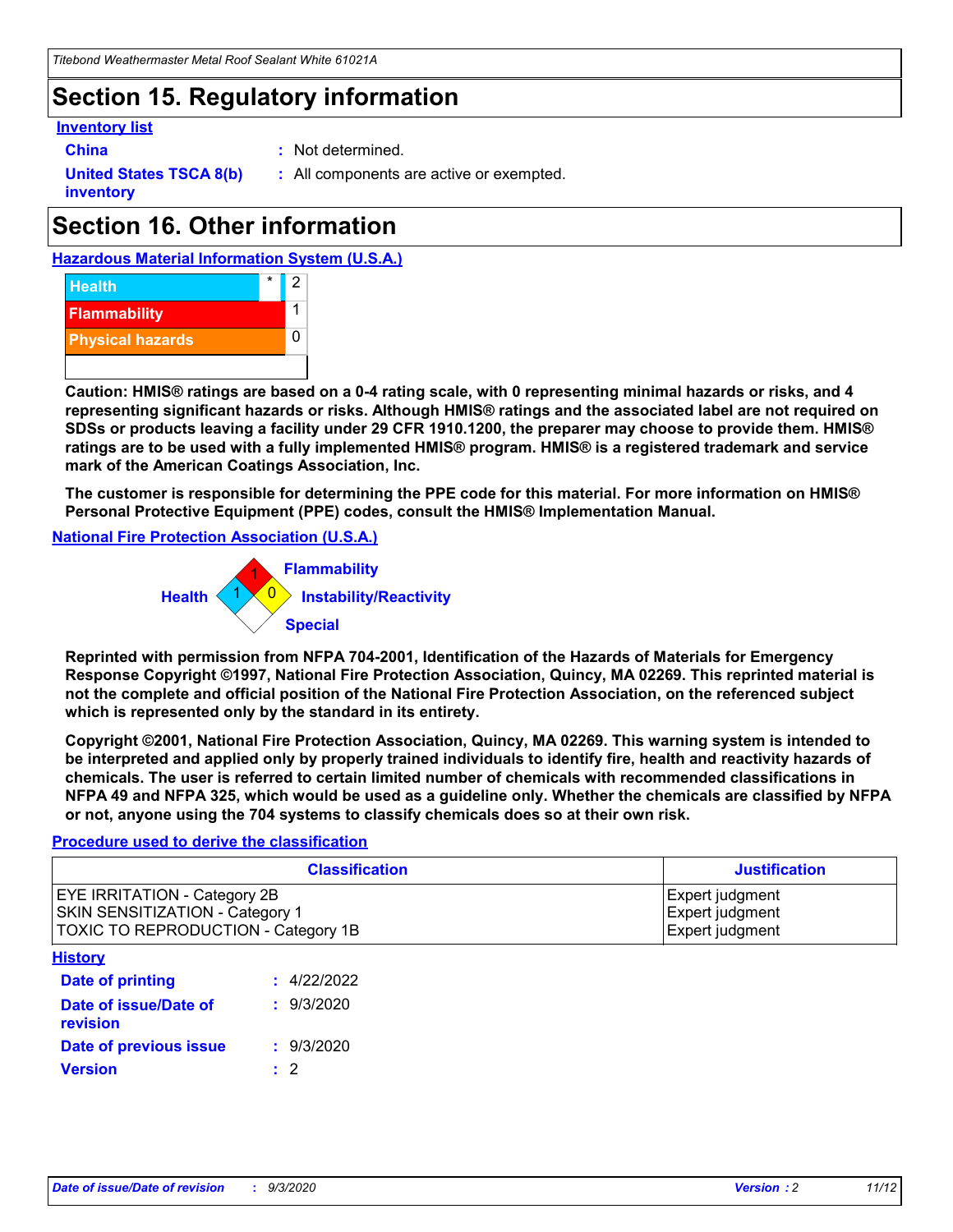## Section 15. Regulatory information

**Inventory list**

**China** : Not determined.

**United States TSCA 8(b) inventory** : All components are active or exempted.

## Section 16. Other information

**Hazardous Material Information System (U.S.A.)**

| | | |
|---|---|---|
| Health | * | 2 |
| Flammability | | 1 |
| Physical hazards | | 0 |

**Caution: HMIS® ratings are based on a 0-4 rating scale, with 0 representing minimal hazards or risks, and 4 representing significant hazards or risks. Although HMIS® ratings and the associated label are not required on SDSs or products leaving a facility under 29 CFR 1910.1200, the preparer may choose to provide them. HMIS® ratings are to be used with a fully implemented HMIS® program. HMIS® is a registered trademark and service mark of the American Coatings Association, Inc.**

**The customer is responsible for determining the PPE code for this material. For more information on HMIS® Personal Protective Equipment (PPE) codes, consult the HMIS® Implementation Manual.**

**National Fire Protection Association (U.S.A.)**

Flammability: 1
Health: 1
Instability/Reactivity: 0
Special:

**Reprinted with permission from NFPA 704-2001, Identification of the Hazards of Materials for Emergency Response Copyright ©1997, National Fire Protection Association, Quincy, MA 02269. This reprinted material is not the complete and official position of the National Fire Protection Association, on the referenced subject which is represented only by the standard in its entirety.**

**Copyright ©2001, National Fire Protection Association, Quincy, MA 02269. This warning system is intended to be interpreted and applied only by properly trained individuals to identify fire, health and reactivity hazards of chemicals. The user is referred to certain limited number of chemicals with recommended classifications in NFPA 49 and NFPA 325, which would be used as a guideline only. Whether the chemicals are classified by NFPA or not, anyone using the 704 systems to classify chemicals does so at their own risk.**

**Procedure used to derive the classification**

| Classification | Justification |
|---|---|
| EYE IRRITATION - Category 2B | Expert judgment |
| SKIN SENSITIZATION - Category 1 | Expert judgment |
| TOXIC TO REPRODUCTION - Category 1B | Expert judgment |

**History**

**Date of printing** : 4/22/2022

**Date of issue/Date of revision** : 9/3/2020

**Date of previous issue** : 9/3/2020

**Version** : 2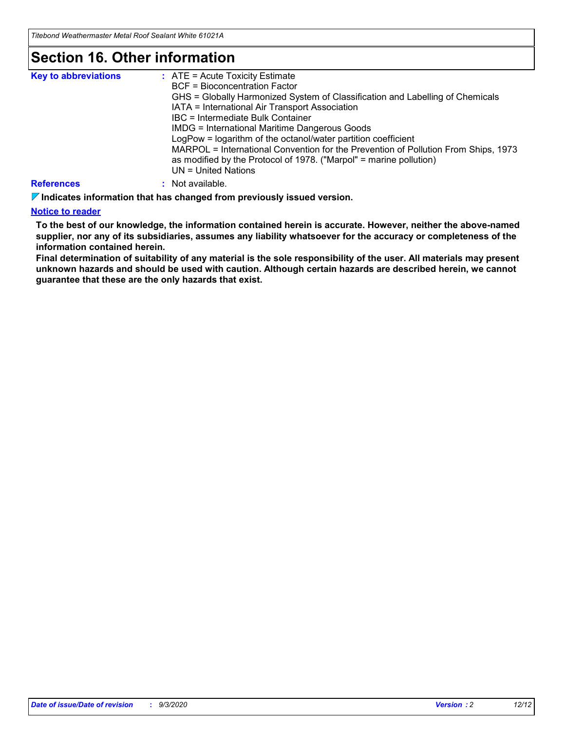# Section 16. Other information

**Key to abbreviations** : ATE = Acute Toxicity Estimate
BCF = Bioconcentration Factor
GHS = Globally Harmonized System of Classification and Labelling of Chemicals
IATA = International Air Transport Association
IBC = Intermediate Bulk Container
IMDG = International Maritime Dangerous Goods
LogPow = logarithm of the octanol/water partition coefficient
MARPOL = International Convention for the Prevention of Pollution From Ships, 1973 as modified by the Protocol of 1978. ("Marpol" = marine pollution)
UN = United Nations

**References** : Not available.

**Indicates information that has changed from previously issued version.**

**Notice to reader**

**To the best of our knowledge, the information contained herein is accurate. However, neither the above-named supplier, nor any of its subsidiaries, assumes any liability whatsoever for the accuracy or completeness of the information contained herein.**

**Final determination of suitability of any material is the sole responsibility of the user. All materials may present unknown hazards and should be used with caution. Although certain hazards are described herein, we cannot guarantee that these are the only hazards that exist.**